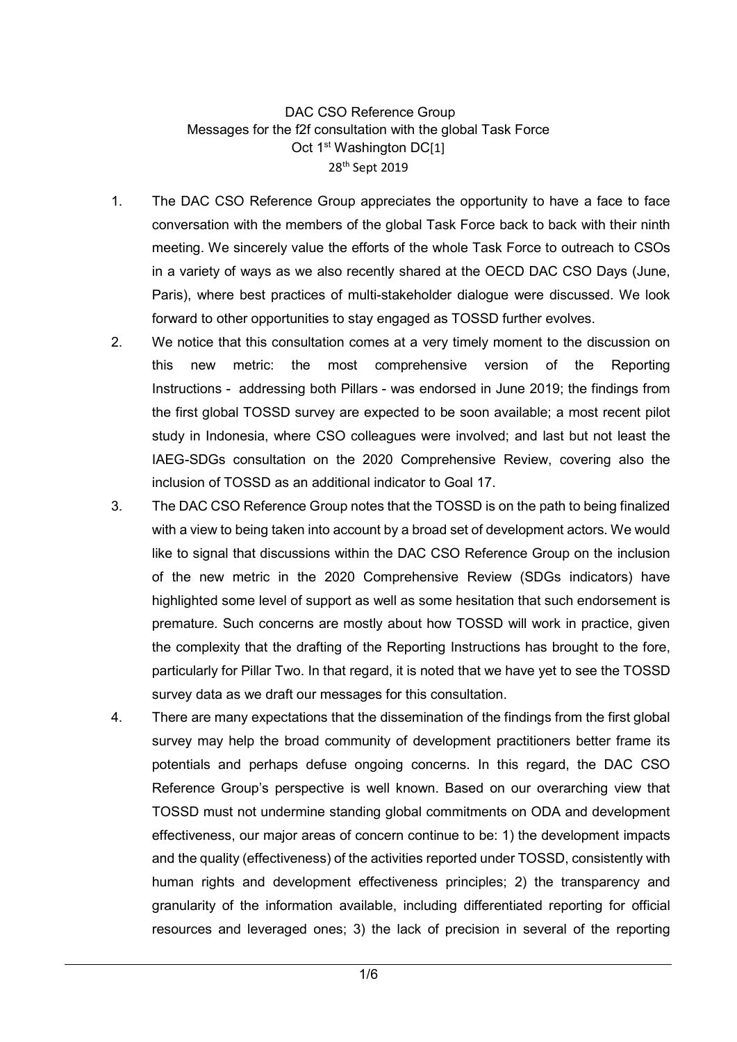DAC CSO Reference Group
Messages for the f2f consultation with the global Task Force
Oct 1st Washington DC[1]
28th Sept 2019

1. The DAC CSO Reference Group appreciates the opportunity to have a face to face conversation with the members of the global Task Force back to back with their ninth meeting. We sincerely value the efforts of the whole Task Force to outreach to CSOs in a variety of ways as we also recently shared at the OECD DAC CSO Days (June, Paris), where best practices of multi-stakeholder dialogue were discussed. We look forward to other opportunities to stay engaged as TOSSD further evolves.
2. We notice that this consultation comes at a very timely moment to the discussion on this new metric: the most comprehensive version of the Reporting Instructions - addressing both Pillars - was endorsed in June 2019; the findings from the first global TOSSD survey are expected to be soon available; a most recent pilot study in Indonesia, where CSO colleagues were involved; and last but not least the IAEG-SDGs consultation on the 2020 Comprehensive Review, covering also the inclusion of TOSSD as an additional indicator to Goal 17.
3. The DAC CSO Reference Group notes that the TOSSD is on the path to being finalized with a view to being taken into account by a broad set of development actors. We would like to signal that discussions within the DAC CSO Reference Group on the inclusion of the new metric in the 2020 Comprehensive Review (SDGs indicators) have highlighted some level of support as well as some hesitation that such endorsement is premature. Such concerns are mostly about how TOSSD will work in practice, given the complexity that the drafting of the Reporting Instructions has brought to the fore, particularly for Pillar Two. In that regard, it is noted that we have yet to see the TOSSD survey data as we draft our messages for this consultation.
4. There are many expectations that the dissemination of the findings from the first global survey may help the broad community of development practitioners better frame its potentials and perhaps defuse ongoing concerns. In this regard, the DAC CSO Reference Group's perspective is well known. Based on our overarching view that TOSSD must not undermine standing global commitments on ODA and development effectiveness, our major areas of concern continue to be: 1) the development impacts and the quality (effectiveness) of the activities reported under TOSSD, consistently with human rights and development effectiveness principles; 2) the transparency and granularity of the information available, including differentiated reporting for official resources and leveraged ones; 3) the lack of precision in several of the reporting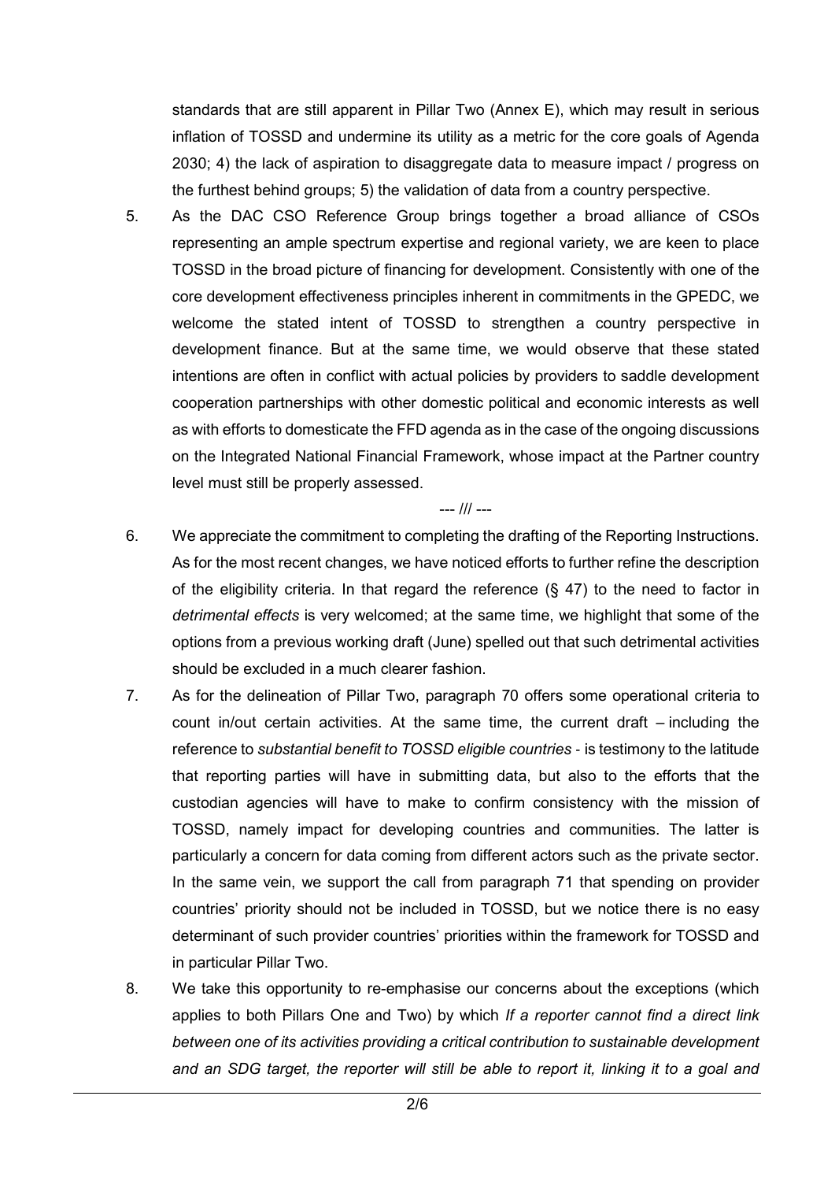standards that are still apparent in Pillar Two (Annex E), which may result in serious inflation of TOSSD and undermine its utility as a metric for the core goals of Agenda 2030; 4) the lack of aspiration to disaggregate data to measure impact / progress on the furthest behind groups; 5) the validation of data from a country perspective.

5. As the DAC CSO Reference Group brings together a broad alliance of CSOs representing an ample spectrum expertise and regional variety, we are keen to place TOSSD in the broad picture of financing for development. Consistently with one of the core development effectiveness principles inherent in commitments in the GPEDC, we welcome the stated intent of TOSSD to strengthen a country perspective in development finance. But at the same time, we would observe that these stated intentions are often in conflict with actual policies by providers to saddle development cooperation partnerships with other domestic political and economic interests as well as with efforts to domesticate the FFD agenda as in the case of the ongoing discussions on the Integrated National Financial Framework, whose impact at the Partner country level must still be properly assessed.

--- /// ---

6. We appreciate the commitment to completing the drafting of the Reporting Instructions. As for the most recent changes, we have noticed efforts to further refine the description of the eligibility criteria. In that regard the reference (§ 47) to the need to factor in *detrimental effects* is very welcomed; at the same time, we highlight that some of the options from a previous working draft (June) spelled out that such detrimental activities should be excluded in a much clearer fashion.

7. As for the delineation of Pillar Two, paragraph 70 offers some operational criteria to count in/out certain activities. At the same time, the current draft – including the reference to *substantial benefit to TOSSD eligible countries* - is testimony to the latitude that reporting parties will have in submitting data, but also to the efforts that the custodian agencies will have to make to confirm consistency with the mission of TOSSD, namely impact for developing countries and communities. The latter is particularly a concern for data coming from different actors such as the private sector. In the same vein, we support the call from paragraph 71 that spending on provider countries' priority should not be included in TOSSD, but we notice there is no easy determinant of such provider countries' priorities within the framework for TOSSD and in particular Pillar Two.

8. We take this opportunity to re-emphasise our concerns about the exceptions (which applies to both Pillars One and Two) by which *If a reporter cannot find a direct link between one of its activities providing a critical contribution to sustainable development and an SDG target, the reporter will still be able to report it, linking it to a goal and*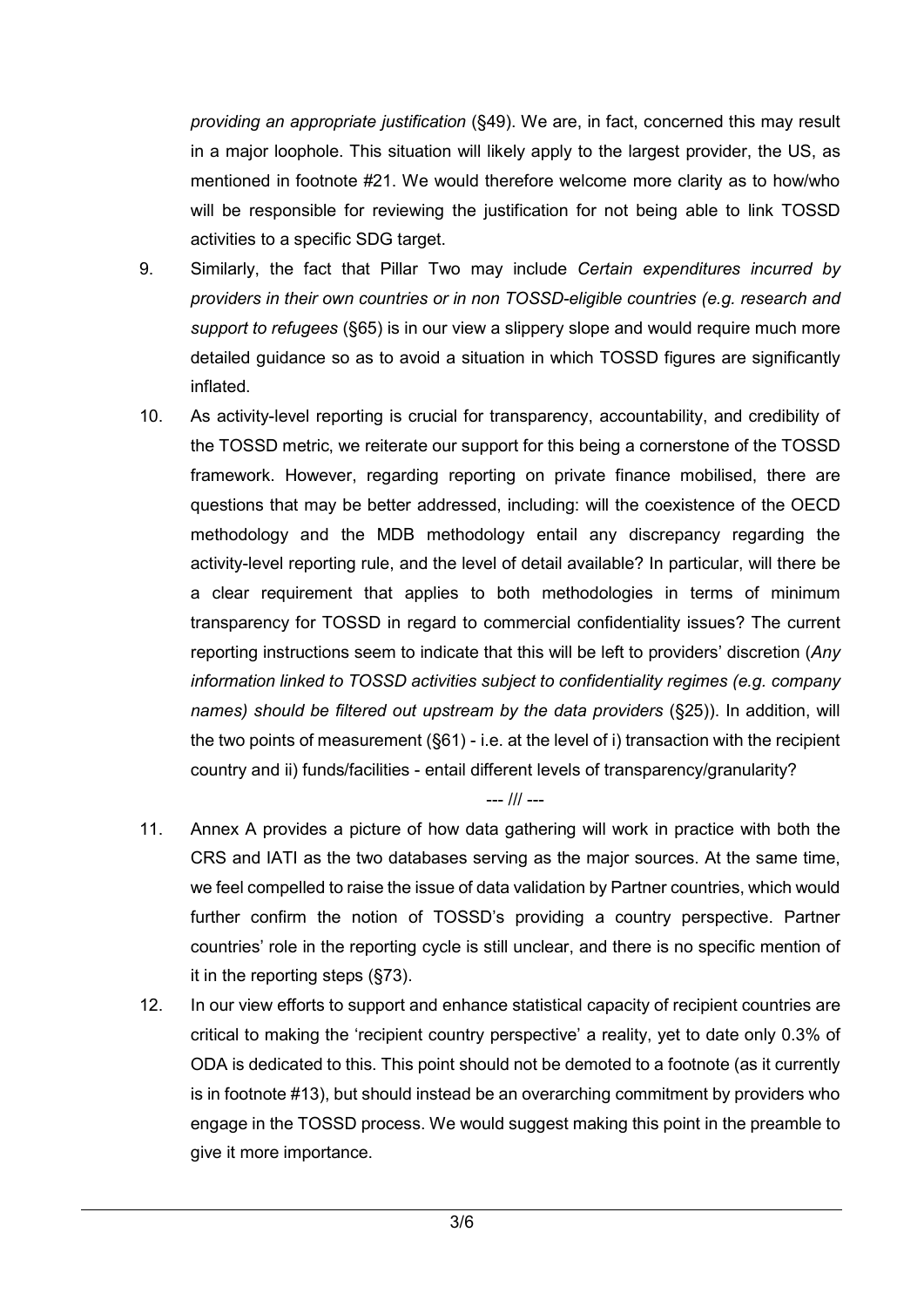*providing an appropriate justification* (§49). We are, in fact, concerned this may result in a major loophole. This situation will likely apply to the largest provider, the US, as mentioned in footnote #21. We would therefore welcome more clarity as to how/who will be responsible for reviewing the justification for not being able to link TOSSD activities to a specific SDG target.

9. Similarly, the fact that Pillar Two may include *Certain expenditures incurred by providers in their own countries or in non TOSSD-eligible countries (e.g. research and support to refugees* (§65) is in our view a slippery slope and would require much more detailed guidance so as to avoid a situation in which TOSSD figures are significantly inflated.

10. As activity-level reporting is crucial for transparency, accountability, and credibility of the TOSSD metric, we reiterate our support for this being a cornerstone of the TOSSD framework. However, regarding reporting on private finance mobilised, there are questions that may be better addressed, including: will the coexistence of the OECD methodology and the MDB methodology entail any discrepancy regarding the activity-level reporting rule, and the level of detail available? In particular, will there be a clear requirement that applies to both methodologies in terms of minimum transparency for TOSSD in regard to commercial confidentiality issues? The current reporting instructions seem to indicate that this will be left to providers' discretion (*Any information linked to TOSSD activities subject to confidentiality regimes (e.g. company names) should be filtered out upstream by the data providers* (§25)). In addition, will the two points of measurement (§61) - i.e. at the level of i) transaction with the recipient country and ii) funds/facilities - entail different levels of transparency/granularity?

--- /// ---

11. Annex A provides a picture of how data gathering will work in practice with both the CRS and IATI as the two databases serving as the major sources. At the same time, we feel compelled to raise the issue of data validation by Partner countries, which would further confirm the notion of TOSSD's providing a country perspective. Partner countries' role in the reporting cycle is still unclear, and there is no specific mention of it in the reporting steps (§73).

12. In our view efforts to support and enhance statistical capacity of recipient countries are critical to making the 'recipient country perspective' a reality, yet to date only 0.3% of ODA is dedicated to this. This point should not be demoted to a footnote (as it currently is in footnote #13), but should instead be an overarching commitment by providers who engage in the TOSSD process. We would suggest making this point in the preamble to give it more importance.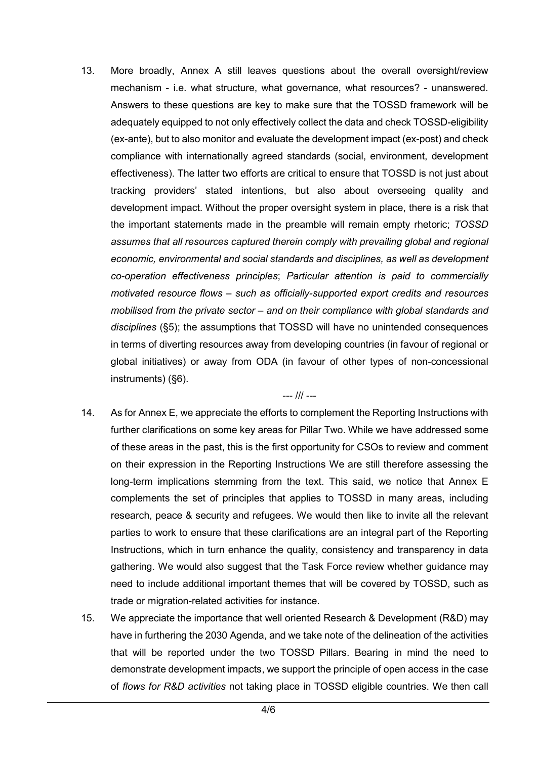13. More broadly, Annex A still leaves questions about the overall oversight/review mechanism - i.e. what structure, what governance, what resources? - unanswered. Answers to these questions are key to make sure that the TOSSD framework will be adequately equipped to not only effectively collect the data and check TOSSD-eligibility (ex-ante), but to also monitor and evaluate the development impact (ex-post) and check compliance with internationally agreed standards (social, environment, development effectiveness). The latter two efforts are critical to ensure that TOSSD is not just about tracking providers' stated intentions, but also about overseeing quality and development impact. Without the proper oversight system in place, there is a risk that the important statements made in the preamble will remain empty rhetoric; *TOSSD assumes that all resources captured therein comply with prevailing global and regional economic, environmental and social standards and disciplines, as well as development co-operation effectiveness principles*; *Particular attention is paid to commercially motivated resource flows – such as officially-supported export credits and resources mobilised from the private sector – and on their compliance with global standards and disciplines* (§5); the assumptions that TOSSD will have no unintended consequences in terms of diverting resources away from developing countries (in favour of regional or global initiatives) or away from ODA (in favour of other types of non-concessional instruments) (§6).

--- /// ---

14. As for Annex E, we appreciate the efforts to complement the Reporting Instructions with further clarifications on some key areas for Pillar Two. While we have addressed some of these areas in the past, this is the first opportunity for CSOs to review and comment on their expression in the Reporting Instructions We are still therefore assessing the long-term implications stemming from the text. This said, we notice that Annex E complements the set of principles that applies to TOSSD in many areas, including research, peace & security and refugees. We would then like to invite all the relevant parties to work to ensure that these clarifications are an integral part of the Reporting Instructions, which in turn enhance the quality, consistency and transparency in data gathering. We would also suggest that the Task Force review whether guidance may need to include additional important themes that will be covered by TOSSD, such as trade or migration-related activities for instance.

15. We appreciate the importance that well oriented Research & Development (R&D) may have in furthering the 2030 Agenda, and we take note of the delineation of the activities that will be reported under the two TOSSD Pillars. Bearing in mind the need to demonstrate development impacts, we support the principle of open access in the case of *flows for R&D activities* not taking place in TOSSD eligible countries. We then call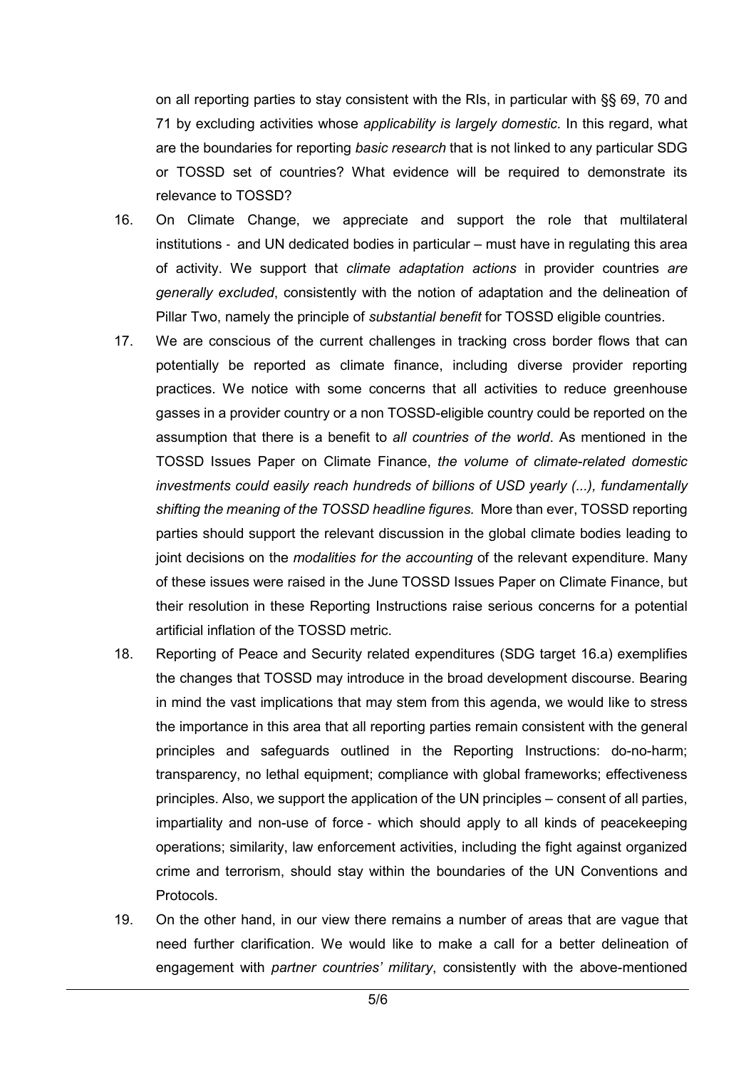on all reporting parties to stay consistent with the RIs, in particular with §§ 69, 70 and 71 by excluding activities whose *applicability is largely domestic.* In this regard, what are the boundaries for reporting *basic research* that is not linked to any particular SDG or TOSSD set of countries? What evidence will be required to demonstrate its relevance to TOSSD?

16. On Climate Change, we appreciate and support the role that multilateral institutions - and UN dedicated bodies in particular – must have in regulating this area of activity. We support that *climate adaptation actions* in provider countries *are generally excluded*, consistently with the notion of adaptation and the delineation of Pillar Two, namely the principle of *substantial benefit* for TOSSD eligible countries.

17. We are conscious of the current challenges in tracking cross border flows that can potentially be reported as climate finance, including diverse provider reporting practices. We notice with some concerns that all activities to reduce greenhouse gasses in a provider country or a non TOSSD-eligible country could be reported on the assumption that there is a benefit to *all countries of the world*. As mentioned in the TOSSD Issues Paper on Climate Finance, *the volume of climate-related domestic investments could easily reach hundreds of billions of USD yearly (...), fundamentally shifting the meaning of the TOSSD headline figures.* More than ever, TOSSD reporting parties should support the relevant discussion in the global climate bodies leading to joint decisions on the *modalities for the accounting* of the relevant expenditure. Many of these issues were raised in the June TOSSD Issues Paper on Climate Finance, but their resolution in these Reporting Instructions raise serious concerns for a potential artificial inflation of the TOSSD metric.

18. Reporting of Peace and Security related expenditures (SDG target 16.a) exemplifies the changes that TOSSD may introduce in the broad development discourse. Bearing in mind the vast implications that may stem from this agenda, we would like to stress the importance in this area that all reporting parties remain consistent with the general principles and safeguards outlined in the Reporting Instructions: do-no-harm; transparency, no lethal equipment; compliance with global frameworks; effectiveness principles. Also, we support the application of the UN principles – consent of all parties, impartiality and non-use of force - which should apply to all kinds of peacekeeping operations; similarity, law enforcement activities, including the fight against organized crime and terrorism, should stay within the boundaries of the UN Conventions and Protocols.

19. On the other hand, in our view there remains a number of areas that are vague that need further clarification. We would like to make a call for a better delineation of engagement with *partner countries' military*, consistently with the above-mentioned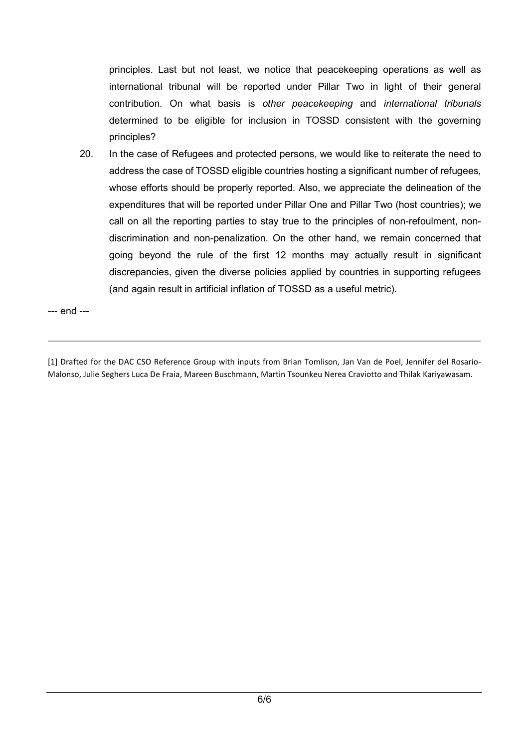principles. Last but not least, we notice that peacekeeping operations as well as international tribunal will be reported under Pillar Two in light of their general contribution. On what basis is *other peacekeeping* and *international tribunals* determined to be eligible for inclusion in TOSSD consistent with the governing principles?

20. In the case of Refugees and protected persons, we would like to reiterate the need to address the case of TOSSD eligible countries hosting a significant number of refugees, whose efforts should be properly reported. Also, we appreciate the delineation of the expenditures that will be reported under Pillar One and Pillar Two (host countries); we call on all the reporting parties to stay true to the principles of non-refoulment, non-discrimination and non-penalization. On the other hand, we remain concerned that going beyond the rule of the first 12 months may actually result in significant discrepancies, given the diverse policies applied by countries in supporting refugees (and again result in artificial inflation of TOSSD as a useful metric).

--- end ---

---

[1] Drafted for the DAC CSO Reference Group with inputs from Brian Tomlison, Jan Van de Poel, Jennifer del Rosario-Malonso, Julie Seghers Luca De Fraia, Mareen Buschmann, Martin Tsounkeu Nerea Craviotto and Thilak Kariyawasam.